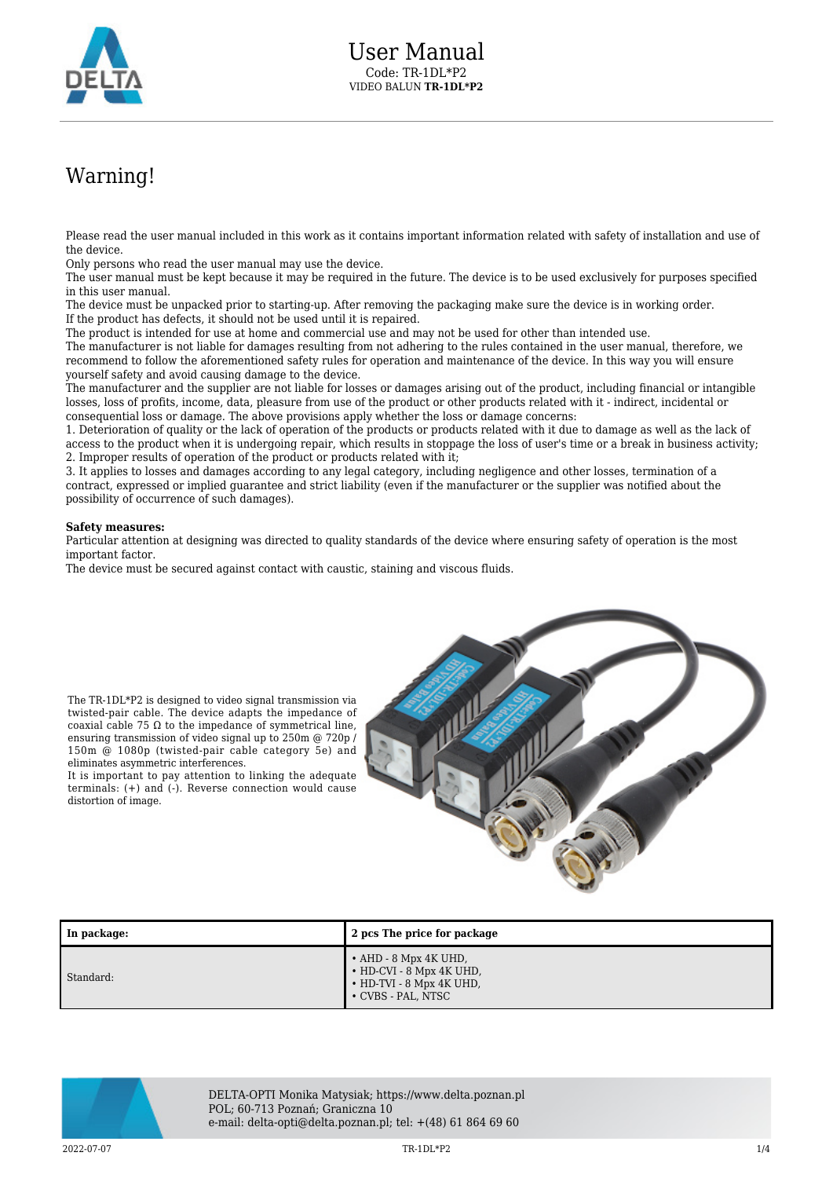# User Manual

Code: TR-1DL*P2
VIDEO BALUN **TR-1DL*P2**

## Warning!

Please read the user manual included in this work as it contains important information related with safety of installation and use of the device.
Only persons who read the user manual may use the device.
The user manual must be kept because it may be required in the future. The device is to be used exclusively for purposes specified in this user manual.
The device must be unpacked prior to starting-up. After removing the packaging make sure the device is in working order.
If the product has defects, it should not be used until it is repaired.
The product is intended for use at home and commercial use and may not be used for other than intended use.
The manufacturer is not liable for damages resulting from not adhering to the rules contained in the user manual, therefore, we recommend to follow the aforementioned safety rules for operation and maintenance of the device. In this way you will ensure yourself safety and avoid causing damage to the device.
The manufacturer and the supplier are not liable for losses or damages arising out of the product, including financial or intangible losses, loss of profits, income, data, pleasure from use of the product or other products related with it - indirect, incidental or consequential loss or damage. The above provisions apply whether the loss or damage concerns:
1. Deterioration of quality or the lack of operation of the products or products related with it due to damage as well as the lack of access to the product when it is undergoing repair, which results in stoppage the loss of user's time or a break in business activity;
2. Improper results of operation of the product or products related with it;
3. It applies to losses and damages according to any legal category, including negligence and other losses, termination of a contract, expressed or implied guarantee and strict liability (even if the manufacturer or the supplier was notified about the possibility of occurrence of such damages).

**Safety measures:**
Particular attention at designing was directed to quality standards of the device where ensuring safety of operation is the most important factor.
The device must be secured against contact with caustic, staining and viscous fluids.

The TR-1DL*P2 is designed to video signal transmission via twisted-pair cable. The device adapts the impedance of coaxial cable 75 Ω to the impedance of symmetrical line, ensuring transmission of video signal up to 250m @ 720p / 150m @ 1080p (twisted-pair cable category 5e) and eliminates asymmetric interferences.
It is important to pay attention to linking the adequate terminals: (+) and (-). Reverse connection would cause distortion of image.

| In package: | 2 pcs The price for package |
| --- | --- |
| Standard: | • AHD - 8 Mpx 4K UHD,<br>• HD-CVI - 8 Mpx 4K UHD,<br>• HD-TVI - 8 Mpx 4K UHD,<br>• CVBS - PAL, NTSC |

DELTA-OPTI Monika Matysiak; https://www.delta.poznan.pl
POL; 60-713 Poznań; Graniczna 10
e-mail: delta-opti@delta.poznan.pl; tel: +(48) 61 864 69 60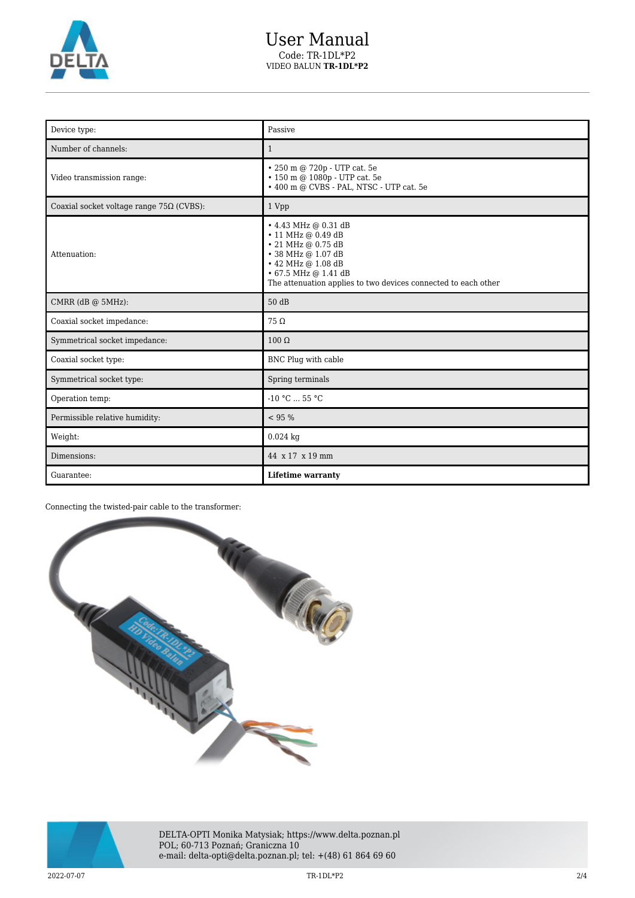| Device type: | Passive |
| --- | --- |
| Number of channels: | 1 |
| Video transmission range: | • 250 m @ 720p - UTP cat. 5e<br>• 150 m @ 1080p - UTP cat. 5e<br>• 400 m @ CVBS - PAL, NTSC - UTP cat. 5e |
| Coaxial socket voltage range 75Ω (CVBS): | 1 Vpp |
| Attenuation: | • 4.43 MHz @ 0.31 dB<br>• 11 MHz @ 0.49 dB<br>• 21 MHz @ 0.75 dB<br>• 38 MHz @ 1.07 dB<br>• 42 MHz @ 1.08 dB<br>• 67.5 MHz @ 1.41 dB<br>The attenuation applies to two devices connected to each other |
| CMRR (dB @ 5MHz): | 50 dB |
| Coaxial socket impedance: | 75 Ω |
| Symmetrical socket impedance: | 100 Ω |
| Coaxial socket type: | BNC Plug with cable |
| Symmetrical socket type: | Spring terminals |
| Operation temp: | -10 °C ... 55 °C |
| Permissible relative humidity: | < 95 % |
| Weight: | 0.024 kg |
| Dimensions: | 44 x 17 x 19 mm |
| Guarantee: | **Lifetime warranty** |

Connecting the twisted-pair cable to the transformer:

DELTA-OPTI Monika Matysiak; https://www.delta.poznan.pl
POL; 60-713 Poznań; Graniczna 10
e-mail: delta-opti@delta.poznan.pl; tel: +(48) 61 864 69 60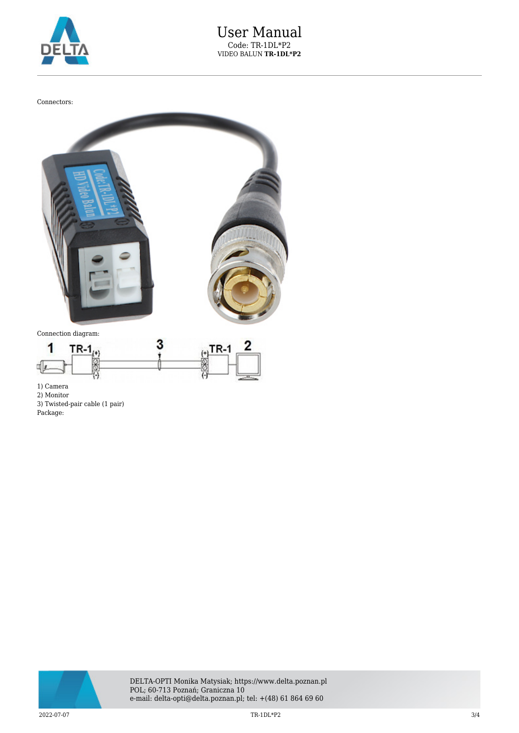Connectors:

Connection diagram:

1) Camera
2) Monitor
3) Twisted-pair cable (1 pair)
Package: